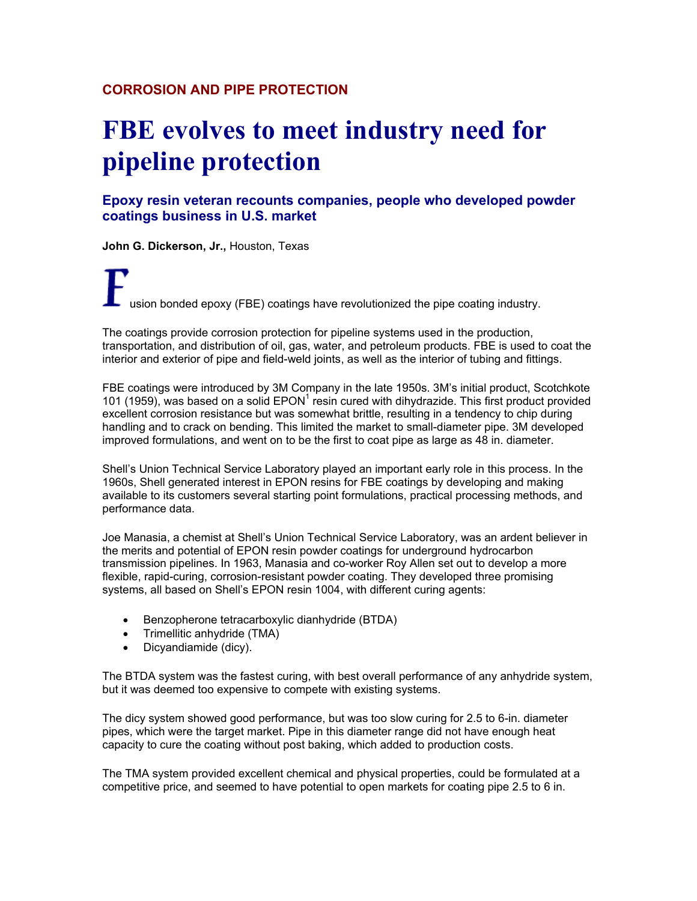**CORROSION AND PIPE PROTECTION**

# FBE evolves to meet industry need for pipeline protection

### Epoxy resin veteran recounts companies, people who developed powder coatings business in U.S. market

**John G. Dickerson, Jr.,** Houston, Texas

Fusion bonded epoxy (FBE) coatings have revolutionized the pipe coating industry.

The coatings provide corrosion protection for pipeline systems used in the production, transportation, and distribution of oil, gas, water, and petroleum products. FBE is used to coat the interior and exterior of pipe and field-weld joints, as well as the interior of tubing and fittings.

FBE coatings were introduced by 3M Company in the late 1950s. 3M's initial product, Scotchkote 101 (1959), was based on a solid EPON[1] resin cured with dihydrazide. This first product provided excellent corrosion resistance but was somewhat brittle, resulting in a tendency to chip during handling and to crack on bending. This limited the market to small-diameter pipe. 3M developed improved formulations, and went on to be the first to coat pipe as large as 48 in. diameter.

Shell's Union Technical Service Laboratory played an important early role in this process. In the 1960s, Shell generated interest in EPON resins for FBE coatings by developing and making available to its customers several starting point formulations, practical processing methods, and performance data.

Joe Manasia, a chemist at Shell's Union Technical Service Laboratory, was an ardent believer in the merits and potential of EPON resin powder coatings for underground hydrocarbon transmission pipelines. In 1963, Manasia and co-worker Roy Allen set out to develop a more flexible, rapid-curing, corrosion-resistant powder coating. They developed three promising systems, all based on Shell's EPON resin 1004, with different curing agents:

- Benzopherone tetracarboxylic dianhydride (BTDA)
- Trimellitic anhydride (TMA)
- Dicyandiamide (dicy).

The BTDA system was the fastest curing, with best overall performance of any anhydride system, but it was deemed too expensive to compete with existing systems.

The dicy system showed good performance, but was too slow curing for 2.5 to 6-in. diameter pipes, which were the target market. Pipe in this diameter range did not have enough heat capacity to cure the coating without post baking, which added to production costs.

The TMA system provided excellent chemical and physical properties, could be formulated at a competitive price, and seemed to have potential to open markets for coating pipe 2.5 to 6 in.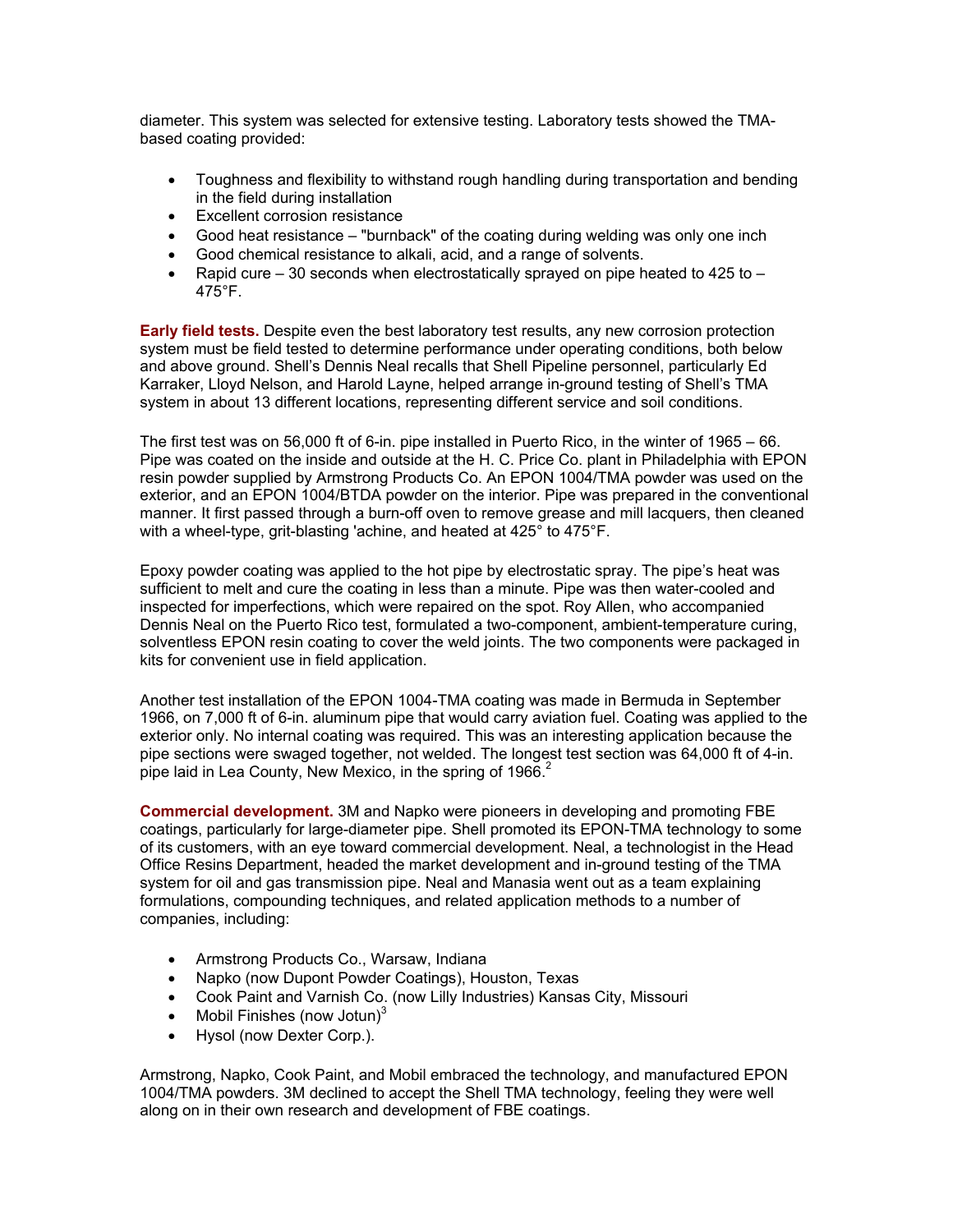diameter. This system was selected for extensive testing. Laboratory tests showed the TMA-based coating provided:

- Toughness and flexibility to withstand rough handling during transportation and bending in the field during installation
- Excellent corrosion resistance
- Good heat resistance – "burnback" of the coating during welding was only one inch
- Good chemical resistance to alkali, acid, and a range of solvents.
- Rapid cure – 30 seconds when electrostatically sprayed on pipe heated to 425 to – 475°F.

**Early field tests.** Despite even the best laboratory test results, any new corrosion protection system must be field tested to determine performance under operating conditions, both below and above ground. Shell's Dennis Neal recalls that Shell Pipeline personnel, particularly Ed Karraker, Lloyd Nelson, and Harold Layne, helped arrange in-ground testing of Shell's TMA system in about 13 different locations, representing different service and soil conditions.

The first test was on 56,000 ft of 6-in. pipe installed in Puerto Rico, in the winter of 1965 – 66. Pipe was coated on the inside and outside at the H. C. Price Co. plant in Philadelphia with EPON resin powder supplied by Armstrong Products Co. An EPON 1004/TMA powder was used on the exterior, and an EPON 1004/BTDA powder on the interior. Pipe was prepared in the conventional manner. It first passed through a burn-off oven to remove grease and mill lacquers, then cleaned with a wheel-type, grit-blasting 'achine, and heated at 425° to 475°F.

Epoxy powder coating was applied to the hot pipe by electrostatic spray. The pipe's heat was sufficient to melt and cure the coating in less than a minute. Pipe was then water-cooled and inspected for imperfections, which were repaired on the spot. Roy Allen, who accompanied Dennis Neal on the Puerto Rico test, formulated a two-component, ambient-temperature curing, solventless EPON resin coating to cover the weld joints. The two components were packaged in kits for convenient use in field application.

Another test installation of the EPON 1004-TMA coating was made in Bermuda in September 1966, on 7,000 ft of 6-in. aluminum pipe that would carry aviation fuel. Coating was applied to the exterior only. No internal coating was required. This was an interesting application because the pipe sections were swaged together, not welded. The longest test section was 64,000 ft of 4-in. pipe laid in Lea County, New Mexico, in the spring of 1966.[2]

**Commercial development.** 3M and Napko were pioneers in developing and promoting FBE coatings, particularly for large-diameter pipe. Shell promoted its EPON-TMA technology to some of its customers, with an eye toward commercial development. Neal, a technologist in the Head Office Resins Department, headed the market development and in-ground testing of the TMA system for oil and gas transmission pipe. Neal and Manasia went out as a team explaining formulations, compounding techniques, and related application methods to a number of companies, including:

- Armstrong Products Co., Warsaw, Indiana
- Napko (now Dupont Powder Coatings), Houston, Texas
- Cook Paint and Varnish Co. (now Lilly Industries) Kansas City, Missouri
- Mobil Finishes (now Jotun)[3]
- Hysol (now Dexter Corp.).

Armstrong, Napko, Cook Paint, and Mobil embraced the technology, and manufactured EPON 1004/TMA powders. 3M declined to accept the Shell TMA technology, feeling they were well along on in their own research and development of FBE coatings.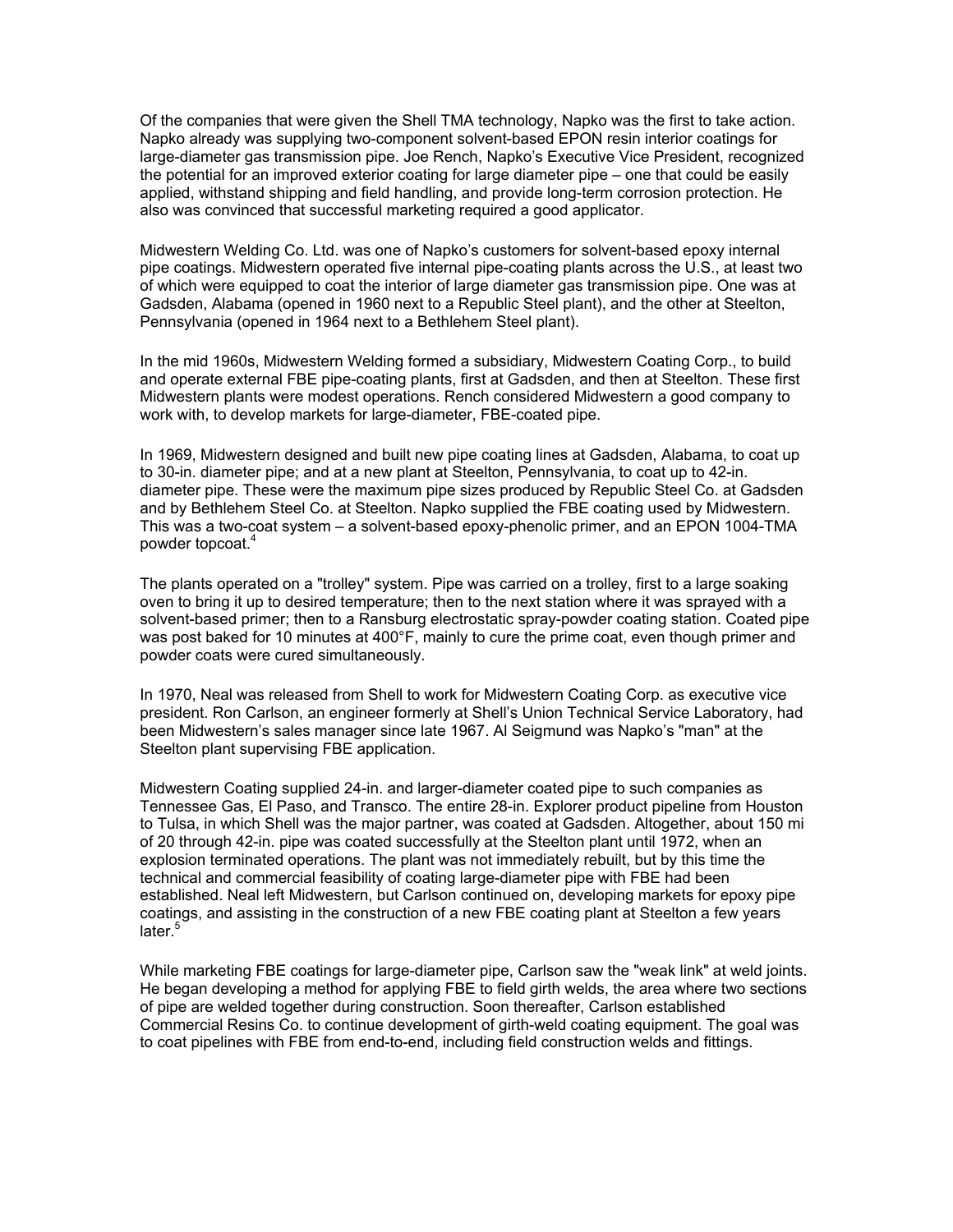Of the companies that were given the Shell TMA technology, Napko was the first to take action. Napko already was supplying two-component solvent-based EPON resin interior coatings for large-diameter gas transmission pipe. Joe Rench, Napko's Executive Vice President, recognized the potential for an improved exterior coating for large diameter pipe – one that could be easily applied, withstand shipping and field handling, and provide long-term corrosion protection. He also was convinced that successful marketing required a good applicator.

Midwestern Welding Co. Ltd. was one of Napko's customers for solvent-based epoxy internal pipe coatings. Midwestern operated five internal pipe-coating plants across the U.S., at least two of which were equipped to coat the interior of large diameter gas transmission pipe. One was at Gadsden, Alabama (opened in 1960 next to a Republic Steel plant), and the other at Steelton, Pennsylvania (opened in 1964 next to a Bethlehem Steel plant).

In the mid 1960s, Midwestern Welding formed a subsidiary, Midwestern Coating Corp., to build and operate external FBE pipe-coating plants, first at Gadsden, and then at Steelton. These first Midwestern plants were modest operations. Rench considered Midwestern a good company to work with, to develop markets for large-diameter, FBE-coated pipe.

In 1969, Midwestern designed and built new pipe coating lines at Gadsden, Alabama, to coat up to 30-in. diameter pipe; and at a new plant at Steelton, Pennsylvania, to coat up to 42-in. diameter pipe. These were the maximum pipe sizes produced by Republic Steel Co. at Gadsden and by Bethlehem Steel Co. at Steelton. Napko supplied the FBE coating used by Midwestern. This was a two-coat system – a solvent-based epoxy-phenolic primer, and an EPON 1004-TMA powder topcoat.[4]

The plants operated on a "trolley" system. Pipe was carried on a trolley, first to a large soaking oven to bring it up to desired temperature; then to the next station where it was sprayed with a solvent-based primer; then to a Ransburg electrostatic spray-powder coating station. Coated pipe was post baked for 10 minutes at 400°F, mainly to cure the prime coat, even though primer and powder coats were cured simultaneously.

In 1970, Neal was released from Shell to work for Midwestern Coating Corp. as executive vice president. Ron Carlson, an engineer formerly at Shell's Union Technical Service Laboratory, had been Midwestern's sales manager since late 1967. Al Seigmund was Napko's "man" at the Steelton plant supervising FBE application.

Midwestern Coating supplied 24-in. and larger-diameter coated pipe to such companies as Tennessee Gas, El Paso, and Transco. The entire 28-in. Explorer product pipeline from Houston to Tulsa, in which Shell was the major partner, was coated at Gadsden. Altogether, about 150 mi of 20 through 42-in. pipe was coated successfully at the Steelton plant until 1972, when an explosion terminated operations. The plant was not immediately rebuilt, but by this time the technical and commercial feasibility of coating large-diameter pipe with FBE had been established. Neal left Midwestern, but Carlson continued on, developing markets for epoxy pipe coatings, and assisting in the construction of a new FBE coating plant at Steelton a few years later.[5]

While marketing FBE coatings for large-diameter pipe, Carlson saw the "weak link" at weld joints. He began developing a method for applying FBE to field girth welds, the area where two sections of pipe are welded together during construction. Soon thereafter, Carlson established Commercial Resins Co. to continue development of girth-weld coating equipment. The goal was to coat pipelines with FBE from end-to-end, including field construction welds and fittings.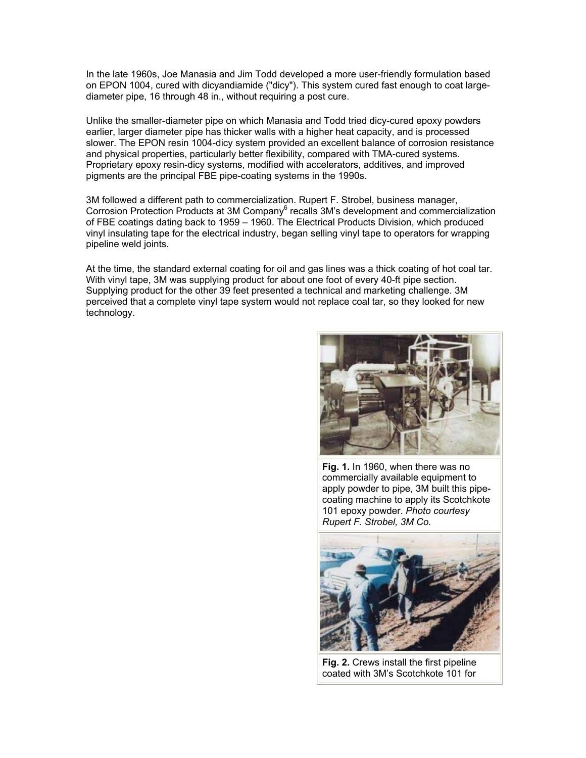In the late 1960s, Joe Manasia and Jim Todd developed a more user-friendly formulation based on EPON 1004, cured with dicyandiamide ("dicy"). This system cured fast enough to coat large-diameter pipe, 16 through 48 in., without requiring a post cure.

Unlike the smaller-diameter pipe on which Manasia and Todd tried dicy-cured epoxy powders earlier, larger diameter pipe has thicker walls with a higher heat capacity, and is processed slower. The EPON resin 1004-dicy system provided an excellent balance of corrosion resistance and physical properties, particularly better flexibility, compared with TMA-cured systems. Proprietary epoxy resin-dicy systems, modified with accelerators, additives, and improved pigments are the principal FBE pipe-coating systems in the 1990s.

3M followed a different path to commercialization. Rupert F. Strobel, business manager, Corrosion Protection Products at 3M Company[6] recalls 3M's development and commercialization of FBE coatings dating back to 1959 – 1960. The Electrical Products Division, which produced vinyl insulating tape for the electrical industry, began selling vinyl tape to operators for wrapping pipeline weld joints.

At the time, the standard external coating for oil and gas lines was a thick coating of hot coal tar. With vinyl tape, 3M was supplying product for about one foot of every 40-ft pipe section. Supplying product for the other 39 feet presented a technical and marketing challenge. 3M perceived that a complete vinyl tape system would not replace coal tar, so they looked for new technology.

**Fig. 1.** In 1960, when there was no commercially available equipment to apply powder to pipe, 3M built this pipe-coating machine to apply its Scotchkote 101 epoxy powder. *Photo courtesy Rupert F. Strobel, 3M Co.*

**Fig. 2.** Crews install the first pipeline coated with 3M's Scotchkote 101 for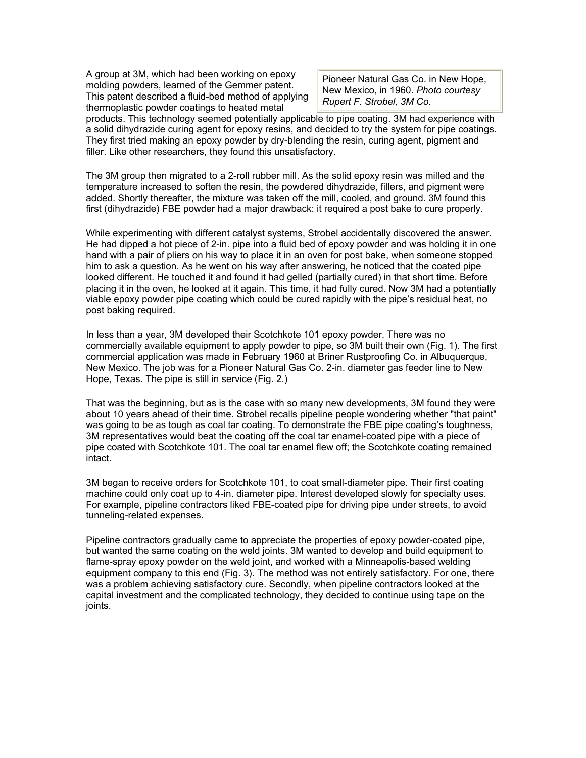A group at 3M, which had been working on epoxy molding powders, learned of the Gemmer patent. This patent described a fluid-bed method of applying thermoplastic powder coatings to heated metal products. This technology seemed potentially applicable to pipe coating. 3M had experience with a solid dihydrazide curing agent for epoxy resins, and decided to try the system for pipe coatings. They first tried making an epoxy powder by dry-blending the resin, curing agent, pigment and filler. Like other researchers, they found this unsatisfactory.

Pioneer Natural Gas Co. in New Hope, New Mexico, in 1960. *Photo courtesy Rupert F. Strobel, 3M Co.*

The 3M group then migrated to a 2-roll rubber mill. As the solid epoxy resin was milled and the temperature increased to soften the resin, the powdered dihydrazide, fillers, and pigment were added. Shortly thereafter, the mixture was taken off the mill, cooled, and ground. 3M found this first (dihydrazide) FBE powder had a major drawback: it required a post bake to cure properly.

While experimenting with different catalyst systems, Strobel accidentally discovered the answer. He had dipped a hot piece of 2-in. pipe into a fluid bed of epoxy powder and was holding it in one hand with a pair of pliers on his way to place it in an oven for post bake, when someone stopped him to ask a question. As he went on his way after answering, he noticed that the coated pipe looked different. He touched it and found it had gelled (partially cured) in that short time. Before placing it in the oven, he looked at it again. This time, it had fully cured. Now 3M had a potentially viable epoxy powder pipe coating which could be cured rapidly with the pipe's residual heat, no post baking required.

In less than a year, 3M developed their Scotchkote 101 epoxy powder. There was no commercially available equipment to apply powder to pipe, so 3M built their own (Fig. 1). The first commercial application was made in February 1960 at Briner Rustproofing Co. in Albuquerque, New Mexico. The job was for a Pioneer Natural Gas Co. 2-in. diameter gas feeder line to New Hope, Texas. The pipe is still in service (Fig. 2.)

That was the beginning, but as is the case with so many new developments, 3M found they were about 10 years ahead of their time. Strobel recalls pipeline people wondering whether "that paint" was going to be as tough as coal tar coating. To demonstrate the FBE pipe coating's toughness, 3M representatives would beat the coating off the coal tar enamel-coated pipe with a piece of pipe coated with Scotchkote 101. The coal tar enamel flew off; the Scotchkote coating remained intact.

3M began to receive orders for Scotchkote 101, to coat small-diameter pipe. Their first coating machine could only coat up to 4-in. diameter pipe. Interest developed slowly for specialty uses. For example, pipeline contractors liked FBE-coated pipe for driving pipe under streets, to avoid tunneling-related expenses.

Pipeline contractors gradually came to appreciate the properties of epoxy powder-coated pipe, but wanted the same coating on the weld joints. 3M wanted to develop and build equipment to flame-spray epoxy powder on the weld joint, and worked with a Minneapolis-based welding equipment company to this end (Fig. 3). The method was not entirely satisfactory. For one, there was a problem achieving satisfactory cure. Secondly, when pipeline contractors looked at the capital investment and the complicated technology, they decided to continue using tape on the joints.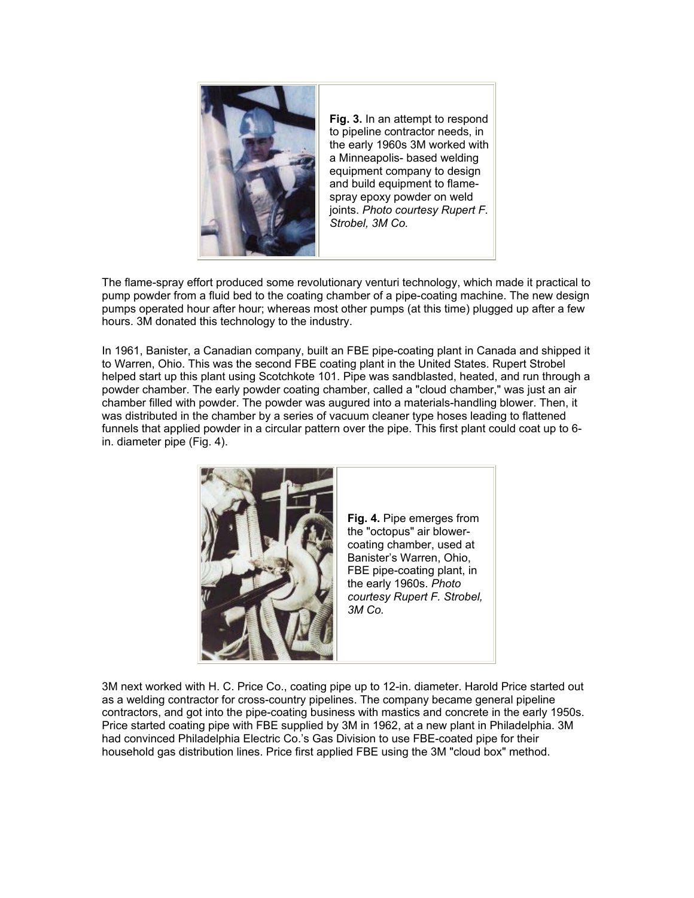**Fig. 3.** In an attempt to respond to pipeline contractor needs, in the early 1960s 3M worked with a Minneapolis- based welding equipment company to design and build equipment to flame-spray epoxy powder on weld joints. *Photo courtesy Rupert F. Strobel, 3M Co.*

The flame-spray effort produced some revolutionary venturi technology, which made it practical to pump powder from a fluid bed to the coating chamber of a pipe-coating machine. The new design pumps operated hour after hour; whereas most other pumps (at this time) plugged up after a few hours. 3M donated this technology to the industry.

In 1961, Banister, a Canadian company, built an FBE pipe-coating plant in Canada and shipped it to Warren, Ohio. This was the second FBE coating plant in the United States. Rupert Strobel helped start up this plant using Scotchkote 101. Pipe was sandblasted, heated, and run through a powder chamber. The early powder coating chamber, called a "cloud chamber," was just an air chamber filled with powder. The powder was augured into a materials-handling blower. Then, it was distributed in the chamber by a series of vacuum cleaner type hoses leading to flattened funnels that applied powder in a circular pattern over the pipe. This first plant could coat up to 6-in. diameter pipe (Fig. 4).

**Fig. 4.** Pipe emerges from the "octopus" air blower-coating chamber, used at Banister's Warren, Ohio, FBE pipe-coating plant, in the early 1960s. *Photo courtesy Rupert F. Strobel, 3M Co.*

3M next worked with H. C. Price Co., coating pipe up to 12-in. diameter. Harold Price started out as a welding contractor for cross-country pipelines. The company became general pipeline contractors, and got into the pipe-coating business with mastics and concrete in the early 1950s. Price started coating pipe with FBE supplied by 3M in 1962, at a new plant in Philadelphia. 3M had convinced Philadelphia Electric Co.'s Gas Division to use FBE-coated pipe for their household gas distribution lines. Price first applied FBE using the 3M "cloud box" method.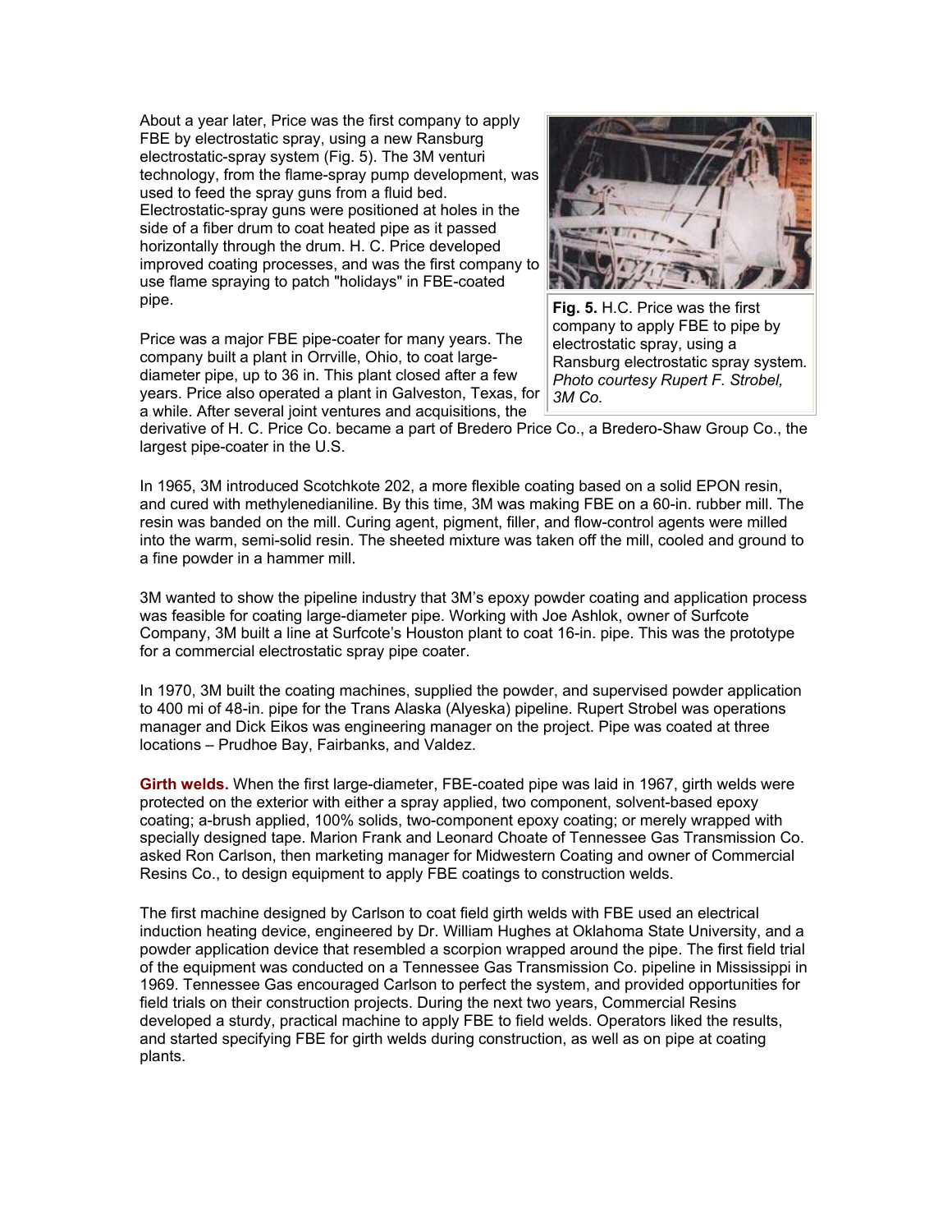About a year later, Price was the first company to apply FBE by electrostatic spray, using a new Ransburg electrostatic-spray system (Fig. 5). The 3M venturi technology, from the flame-spray pump development, was used to feed the spray guns from a fluid bed. Electrostatic-spray guns were positioned at holes in the side of a fiber drum to coat heated pipe as it passed horizontally through the drum. H. C. Price developed improved coating processes, and was the first company to use flame spraying to patch "holidays" in FBE-coated pipe.

**Fig. 5.** H.C. Price was the first company to apply FBE to pipe by electrostatic spray, using a Ransburg electrostatic spray system. *Photo courtesy Rupert F. Strobel, 3M Co.*

Price was a major FBE pipe-coater for many years. The company built a plant in Orrville, Ohio, to coat large-diameter pipe, up to 36 in. This plant closed after a few years. Price also operated a plant in Galveston, Texas, for a while. After several joint ventures and acquisitions, the derivative of H. C. Price Co. became a part of Bredero Price Co., a Bredero-Shaw Group Co., the largest pipe-coater in the U.S.

In 1965, 3M introduced Scotchkote 202, a more flexible coating based on a solid EPON resin, and cured with methylenedianiline. By this time, 3M was making FBE on a 60-in. rubber mill. The resin was banded on the mill. Curing agent, pigment, filler, and flow-control agents were milled into the warm, semi-solid resin. The sheeted mixture was taken off the mill, cooled and ground to a fine powder in a hammer mill.

3M wanted to show the pipeline industry that 3M's epoxy powder coating and application process was feasible for coating large-diameter pipe. Working with Joe Ashlok, owner of Surfcote Company, 3M built a line at Surfcote's Houston plant to coat 16-in. pipe. This was the prototype for a commercial electrostatic spray pipe coater.

In 1970, 3M built the coating machines, supplied the powder, and supervised powder application to 400 mi of 48-in. pipe for the Trans Alaska (Alyeska) pipeline. Rupert Strobel was operations manager and Dick Eikos was engineering manager on the project. Pipe was coated at three locations – Prudhoe Bay, Fairbanks, and Valdez.

**Girth welds.** When the first large-diameter, FBE-coated pipe was laid in 1967, girth welds were protected on the exterior with either a spray applied, two component, solvent-based epoxy coating; a-brush applied, 100% solids, two-component epoxy coating; or merely wrapped with specially designed tape. Marion Frank and Leonard Choate of Tennessee Gas Transmission Co. asked Ron Carlson, then marketing manager for Midwestern Coating and owner of Commercial Resins Co., to design equipment to apply FBE coatings to construction welds.

The first machine designed by Carlson to coat field girth welds with FBE used an electrical induction heating device, engineered by Dr. William Hughes at Oklahoma State University, and a powder application device that resembled a scorpion wrapped around the pipe. The first field trial of the equipment was conducted on a Tennessee Gas Transmission Co. pipeline in Mississippi in 1969. Tennessee Gas encouraged Carlson to perfect the system, and provided opportunities for field trials on their construction projects. During the next two years, Commercial Resins developed a sturdy, practical machine to apply FBE to field welds. Operators liked the results, and started specifying FBE for girth welds during construction, as well as on pipe at coating plants.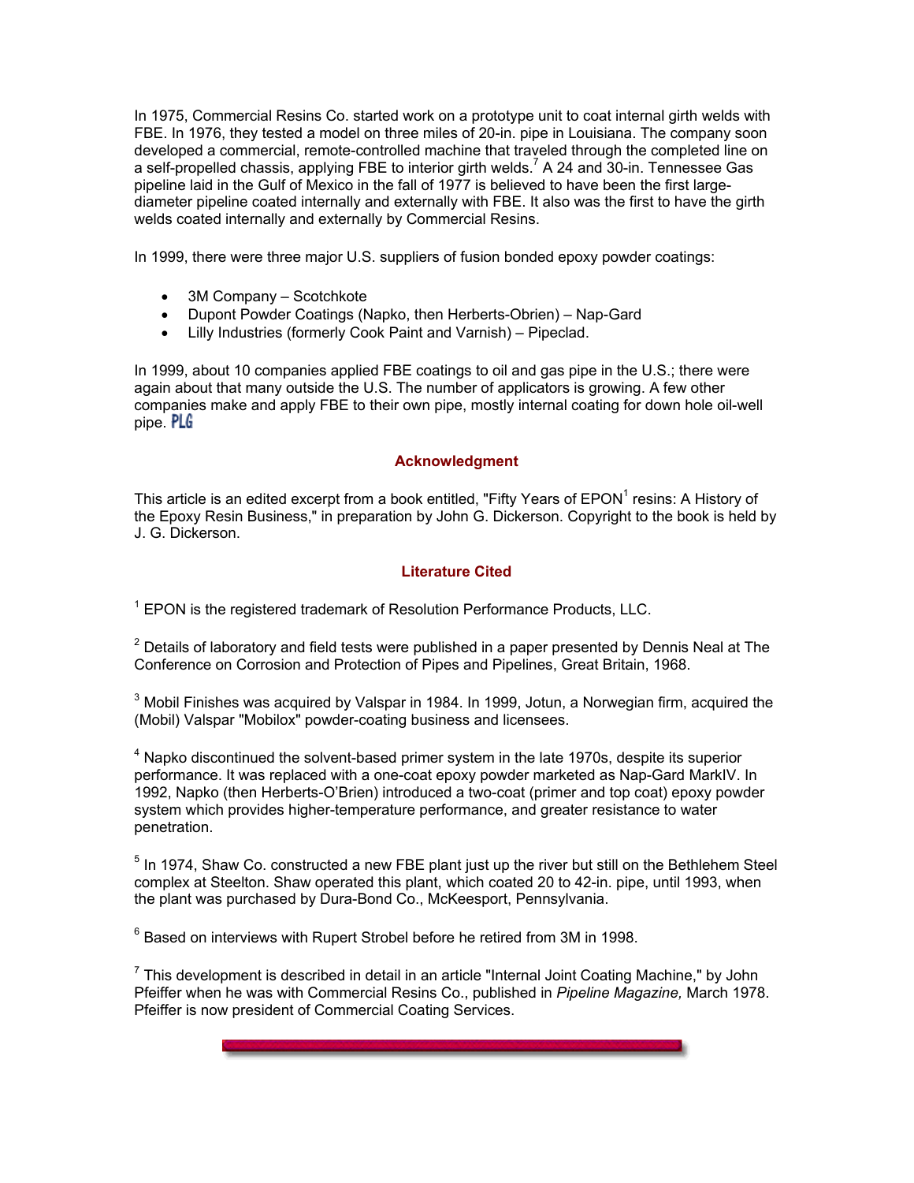In 1975, Commercial Resins Co. started work on a prototype unit to coat internal girth welds with FBE. In 1976, they tested a model on three miles of 20-in. pipe in Louisiana. The company soon developed a commercial, remote-controlled machine that traveled through the completed line on a self-propelled chassis, applying FBE to interior girth welds.[7] A 24 and 30-in. Tennessee Gas pipeline laid in the Gulf of Mexico in the fall of 1977 is believed to have been the first large-diameter pipeline coated internally and externally with FBE. It also was the first to have the girth welds coated internally and externally by Commercial Resins.

In 1999, there were three major U.S. suppliers of fusion bonded epoxy powder coatings:

- 3M Company – Scotchkote
- Dupont Powder Coatings (Napko, then Herberts-Obrien) – Nap-Gard
- Lilly Industries (formerly Cook Paint and Varnish) – Pipeclad.

In 1999, about 10 companies applied FBE coatings to oil and gas pipe in the U.S.; there were again about that many outside the U.S. The number of applicators is growing. A few other companies make and apply FBE to their own pipe, mostly internal coating for down hole oil-well pipe. PLG

## Acknowledgment

This article is an edited excerpt from a book entitled, "Fifty Years of EPON[1] resins: A History of the Epoxy Resin Business," in preparation by John G. Dickerson. Copyright to the book is held by J. G. Dickerson.

## Literature Cited

[1] EPON is the registered trademark of Resolution Performance Products, LLC.

[2] Details of laboratory and field tests were published in a paper presented by Dennis Neal at The Conference on Corrosion and Protection of Pipes and Pipelines, Great Britain, 1968.

[3] Mobil Finishes was acquired by Valspar in 1984. In 1999, Jotun, a Norwegian firm, acquired the (Mobil) Valspar "Mobilox" powder-coating business and licensees.

[4] Napko discontinued the solvent-based primer system in the late 1970s, despite its superior performance. It was replaced with a one-coat epoxy powder marketed as Nap-Gard MarkIV. In 1992, Napko (then Herberts-O'Brien) introduced a two-coat (primer and top coat) epoxy powder system which provides higher-temperature performance, and greater resistance to water penetration.

[5] In 1974, Shaw Co. constructed a new FBE plant just up the river but still on the Bethlehem Steel complex at Steelton. Shaw operated this plant, which coated 20 to 42-in. pipe, until 1993, when the plant was purchased by Dura-Bond Co., McKeesport, Pennsylvania.

[6] Based on interviews with Rupert Strobel before he retired from 3M in 1998.

[7] This development is described in detail in an article "Internal Joint Coating Machine," by John Pfeiffer when he was with Commercial Resins Co., published in *Pipeline Magazine,* March 1978. Pfeiffer is now president of Commercial Coating Services.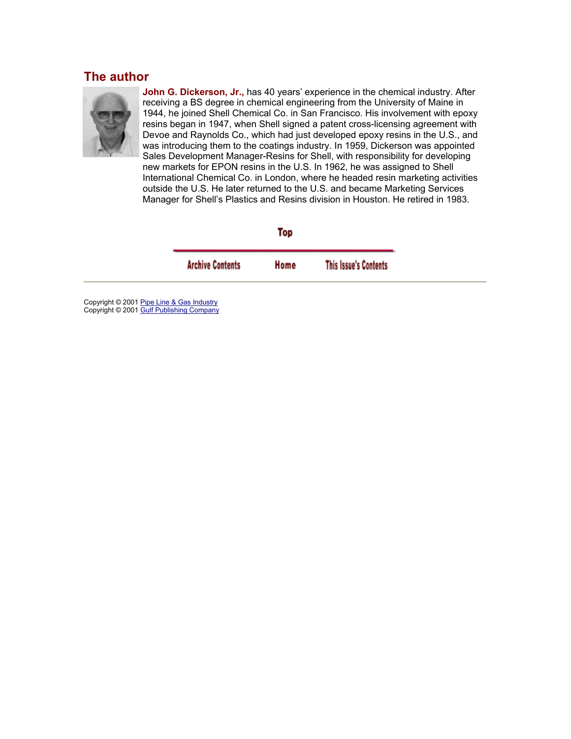## The author

**John G. Dickerson, Jr.,** has 40 years' experience in the chemical industry. After receiving a BS degree in chemical engineering from the University of Maine in 1944, he joined Shell Chemical Co. in San Francisco. His involvement with epoxy resins began in 1947, when Shell signed a patent cross-licensing agreement with Devoe and Raynolds Co., which had just developed epoxy resins in the U.S., and was introducing them to the coatings industry. In 1959, Dickerson was appointed Sales Development Manager-Resins for Shell, with responsibility for developing new markets for EPON resins in the U.S. In 1962, he was assigned to Shell International Chemical Co. in London, where he headed resin marketing activities outside the U.S. He later returned to the U.S. and became Marketing Services Manager for Shell's Plastics and Resins division in Houston. He retired in 1983.

Top

Archive Contents    Home    This Issue's Contents

Copyright © 2001 Pipe Line & Gas Industry
Copyright © 2001 Gulf Publishing Company